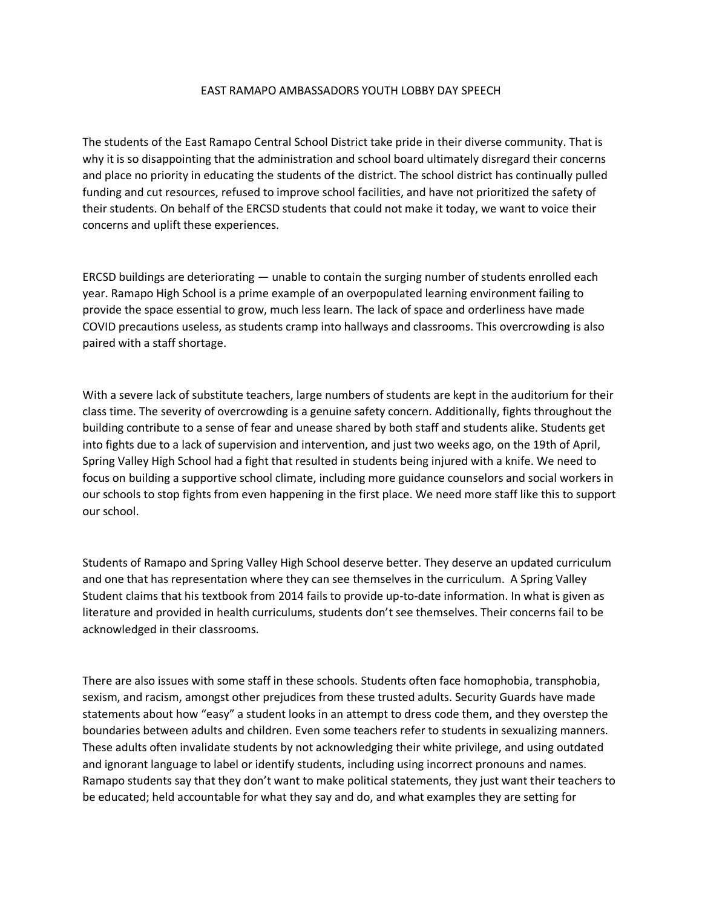# EAST RAMAPO AMBASSADORS YOUTH LOBBY DAY SPEECH

The students of the East Ramapo Central School District take pride in their diverse community. That is why it is so disappointing that the administration and school board ultimately disregard their concerns and place no priority in educating the students of the district. The school district has continually pulled funding and cut resources, refused to improve school facilities, and have not prioritized the safety of their students. On behalf of the ERCSD students that could not make it today, we want to voice their concerns and uplift these experiences.

ERCSD buildings are deteriorating — unable to contain the surging number of students enrolled each year. Ramapo High School is a prime example of an overpopulated learning environment failing to provide the space essential to grow, much less learn. The lack of space and orderliness have made COVID precautions useless, as students cramp into hallways and classrooms. This overcrowding is also paired with a staff shortage.

With a severe lack of substitute teachers, large numbers of students are kept in the auditorium for their class time. The severity of overcrowding is a genuine safety concern. Additionally, fights throughout the building contribute to a sense of fear and unease shared by both staff and students alike. Students get into fights due to a lack of supervision and intervention, and just two weeks ago, on the 19th of April, Spring Valley High School had a fight that resulted in students being injured with a knife. We need to focus on building a supportive school climate, including more guidance counselors and social workers in our schools to stop fights from even happening in the first place. We need more staff like this to support our school.

Students of Ramapo and Spring Valley High School deserve better. They deserve an updated curriculum and one that has representation where they can see themselves in the curriculum. A Spring Valley Student claims that his textbook from 2014 fails to provide up-to-date information. In what is given as literature and provided in health curriculums, students don't see themselves. Their concerns fail to be acknowledged in their classrooms.

There are also issues with some staff in these schools. Students often face homophobia, transphobia, sexism, and racism, amongst other prejudices from these trusted adults. Security Guards have made statements about how "easy" a student looks in an attempt to dress code them, and they overstep the boundaries between adults and children. Even some teachers refer to students in sexualizing manners. These adults often invalidate students by not acknowledging their white privilege, and using outdated and ignorant language to label or identify students, including using incorrect pronouns and names. Ramapo students say that they don't want to make political statements, they just want their teachers to be educated; held accountable for what they say and do, and what examples they are setting for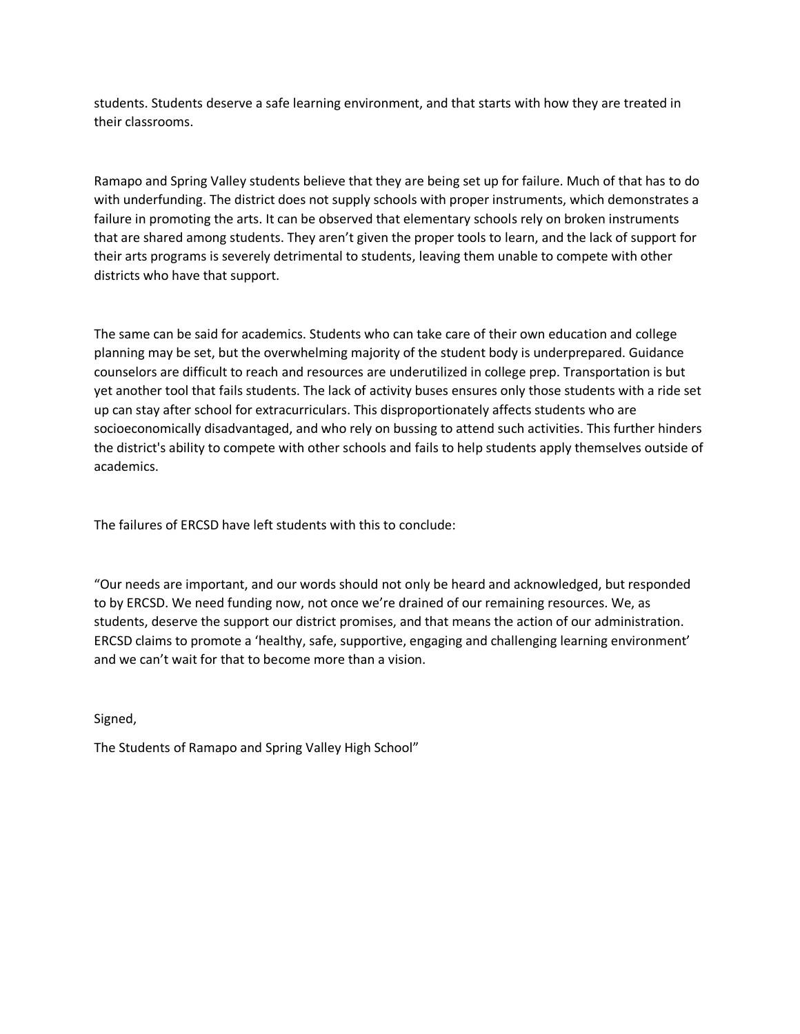students. Students deserve a safe learning environment, and that starts with how they are treated in their classrooms.

Ramapo and Spring Valley students believe that they are being set up for failure. Much of that has to do with underfunding. The district does not supply schools with proper instruments, which demonstrates a failure in promoting the arts. It can be observed that elementary schools rely on broken instruments that are shared among students. They aren't given the proper tools to learn, and the lack of support for their arts programs is severely detrimental to students, leaving them unable to compete with other districts who have that support.

The same can be said for academics. Students who can take care of their own education and college planning may be set, but the overwhelming majority of the student body is underprepared. Guidance counselors are difficult to reach and resources are underutilized in college prep. Transportation is but yet another tool that fails students. The lack of activity buses ensures only those students with a ride set up can stay after school for extracurriculars. This disproportionately affects students who are socioeconomically disadvantaged, and who rely on bussing to attend such activities. This further hinders the district's ability to compete with other schools and fails to help students apply themselves outside of academics.

The failures of ERCSD have left students with this to conclude:

"Our needs are important, and our words should not only be heard and acknowledged, but responded to by ERCSD. We need funding now, not once we're drained of our remaining resources. We, as students, deserve the support our district promises, and that means the action of our administration. ERCSD claims to promote a 'healthy, safe, supportive, engaging and challenging learning environment' and we can't wait for that to become more than a vision.

Signed,

The Students of Ramapo and Spring Valley High School"